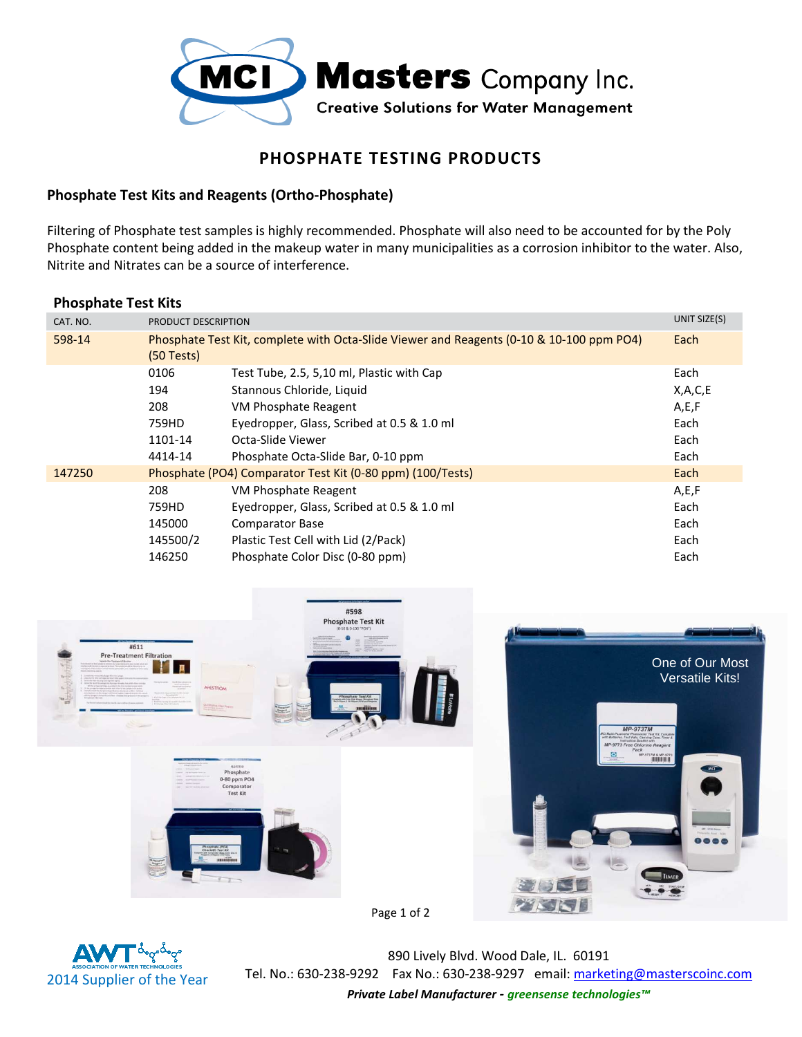# Masters Company Inc.

**Creative Solutions for Water Management**

## PHOSPHATE TESTING PRODUCTS

### Phosphate Test Kits and Reagents (Ortho-Phosphate)

Filtering of Phosphate test samples is highly recommended. Phosphate will also need to be accounted for by the Poly Phosphate content being added in the makeup water in many municipalities as a corrosion inhibitor to the water. Also, Nitrite and Nitrates can be a source of interference.

### Phosphate Test Kits

| CAT. NO. | PRODUCT DESCRIPTION | | UNIT SIZE(S) |
|---|---|---|---|
| 598-14 | Phosphate Test Kit, complete with Octa-Slide Viewer and Reagents (0-10 & 10-100 ppm PO4) (50 Tests) | | Each |
| | 0106 | Test Tube, 2.5, 5,10 ml, Plastic with Cap | Each |
| | 194 | Stannous Chloride, Liquid | X,A,C,E |
| | 208 | VM Phosphate Reagent | A,E,F |
| | 759HD | Eyedropper, Glass, Scribed at 0.5 & 1.0 ml | Each |
| | 1101-14 | Octa-Slide Viewer | Each |
| | 4414-14 | Phosphate Octa-Slide Bar, 0-10 ppm | Each |
| 147250 | Phosphate (PO4) Comparator Test Kit (0-80 ppm) (100/Tests) | | Each |
| | 208 | VM Phosphate Reagent | A,E,F |
| | 759HD | Eyedropper, Glass, Scribed at 0.5 & 1.0 ml | Each |
| | 145000 | Comparator Base | Each |
| | 145500/2 | Plastic Test Cell with Lid (2/Pack) | Each |
| | 146250 | Phosphate Color Disc (0-80 ppm) | Each |

AWT Association of Water Technologies 2014 Supplier of the Year

890 Lively Blvd. Wood Dale, IL. 60191
Tel. No.: 630-238-9292 Fax No.: 630-238-9297 email: marketing@masterscoinc.com

***Private Label Manufacturer - greensense technologies™***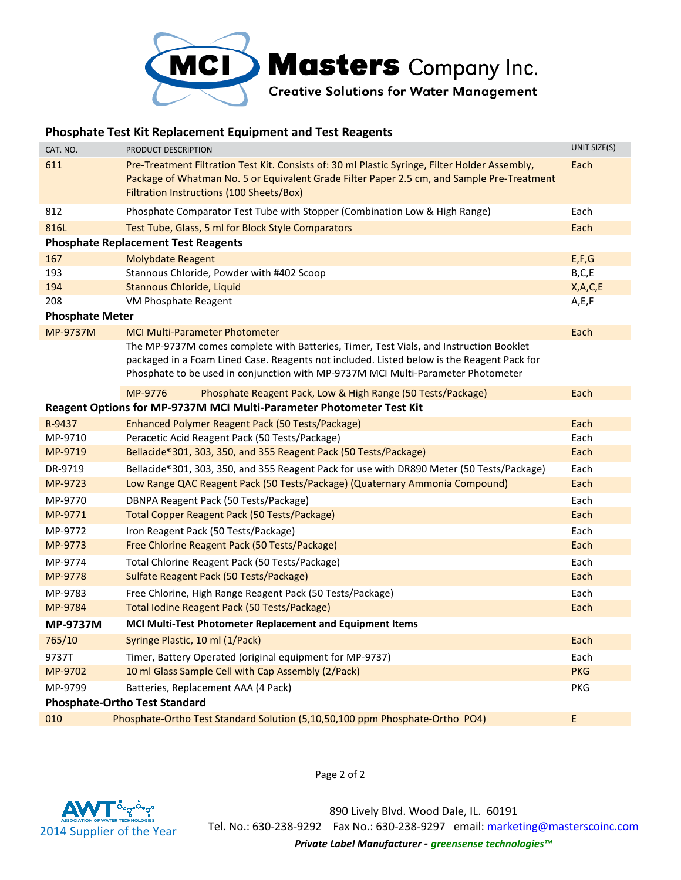**Masters Company Inc.**

**Creative Solutions for Water Management**

## Phosphate Test Kit Replacement Equipment and Test Reagents

| CAT. NO. | PRODUCT DESCRIPTION | UNIT SIZE(S) |
|---|---|---|
| 611 | Pre-Treatment Filtration Test Kit. Consists of: 30 ml Plastic Syringe, Filter Holder Assembly, Package of Whatman No. 5 or Equivalent Grade Filter Paper 2.5 cm, and Sample Pre-Treatment Filtration Instructions (100 Sheets/Box) | Each |
| 812 | Phosphate Comparator Test Tube with Stopper (Combination Low & High Range) | Each |
| 816L | Test Tube, Glass, 5 ml for Block Style Comparators | Each |
| **Phosphate Replacement Test Reagents** | | |
| 167 | Molybdate Reagent | E,F,G |
| 193 | Stannous Chloride, Powder with #402 Scoop | B,C,E |
| 194 | Stannous Chloride, Liquid | X,A,C,E |
| 208 | VM Phosphate Reagent | A,E,F |
| **Phosphate Meter** | | |
| MP-9737M | MCI Multi-Parameter Photometer | Each |
| | The MP-9737M comes complete with Batteries, Timer, Test Vials, and Instruction Booklet packaged in a Foam Lined Case. Reagents not included. Listed below is the Reagent Pack for Phosphate to be used in conjunction with MP-9737M MCI Multi-Parameter Photometer | |
| | MP-9776 Phosphate Reagent Pack, Low & High Range (50 Tests/Package) | Each |
| **Reagent Options for MP-9737M MCI Multi-Parameter Photometer Test Kit** | | |
| R-9437 | Enhanced Polymer Reagent Pack (50 Tests/Package) | Each |
| MP-9710 | Peracetic Acid Reagent Pack (50 Tests/Package) | Each |
| MP-9719 | Bellacide®301, 303, 350, and 355 Reagent Pack (50 Tests/Package) | Each |
| DR-9719 | Bellacide®301, 303, 350, and 355 Reagent Pack for use with DR890 Meter (50 Tests/Package) | Each |
| MP-9723 | Low Range QAC Reagent Pack (50 Tests/Package) (Quaternary Ammonia Compound) | Each |
| MP-9770 | DBNPA Reagent Pack (50 Tests/Package) | Each |
| MP-9771 | Total Copper Reagent Pack (50 Tests/Package) | Each |
| MP-9772 | Iron Reagent Pack (50 Tests/Package) | Each |
| MP-9773 | Free Chlorine Reagent Pack (50 Tests/Package) | Each |
| MP-9774 | Total Chlorine Reagent Pack (50 Tests/Package) | Each |
| MP-9778 | Sulfate Reagent Pack (50 Tests/Package) | Each |
| MP-9783 | Free Chlorine, High Range Reagent Pack (50 Tests/Package) | Each |
| MP-9784 | Total Iodine Reagent Pack (50 Tests/Package) | Each |
| **MP-9737M** | **MCI Multi-Test Photometer Replacement and Equipment Items** | |
| 765/10 | Syringe Plastic, 10 ml (1/Pack) | Each |
| 9737T | Timer, Battery Operated (original equipment for MP-9737) | Each |
| MP-9702 | 10 ml Glass Sample Cell with Cap Assembly (2/Pack) | PKG |
| MP-9799 | Batteries, Replacement AAA (4 Pack) | PKG |
| **Phosphate-Ortho Test Standard** | | |
| 010 | Phosphate-Ortho Test Standard Solution (5,10,50,100 ppm Phosphate-Ortho $PO_4$) | E |

AWT Association of Water Technologies 2014 Supplier of the Year

890 Lively Blvd. Wood Dale, IL. 60191

Tel. No.: 630-238-9292 Fax No.: 630-238-9297 email: marketing@masterscoinc.com

*Private Label Manufacturer - greensense technologies™*